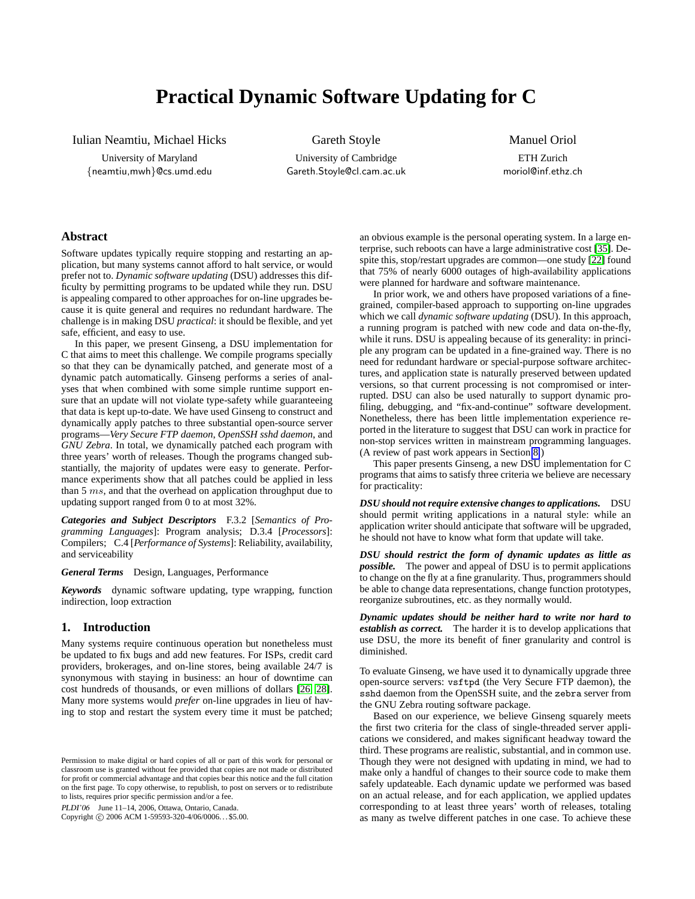# Practical Dynamic Software Updating for C

Iulian Neamtiu, Michael Hicks
University of Maryland
{neamtiu,mwh}@cs.umd.edu

Gareth Stoyle
University of Cambridge
Gareth.Stoyle@cl.cam.ac.uk

Manuel Oriol
ETH Zurich
moriol@inf.ethz.ch

## Abstract

Software updates typically require stopping and restarting an application, but many systems cannot afford to halt service, or would prefer not to. *Dynamic software updating* (DSU) addresses this difficulty by permitting programs to be updated while they run. DSU is appealing compared to other approaches for on-line upgrades because it is quite general and requires no redundant hardware. The challenge is in making DSU *practical*: it should be flexible, and yet safe, efficient, and easy to use.

In this paper, we present Ginseng, a DSU implementation for C that aims to meet this challenge. We compile programs specially so that they can be dynamically patched, and generate most of a dynamic patch automatically. Ginseng performs a series of analyses that when combined with some simple runtime support ensure that an update will not violate type-safety while guaranteeing that data is kept up-to-date. We have used Ginseng to construct and dynamically apply patches to three substantial open-source server programs—*Very Secure FTP daemon*, *OpenSSH sshd daemon*, and *GNU Zebra*. In total, we dynamically patched each program with three years' worth of releases. Though the programs changed substantially, the majority of updates were easy to generate. Performance experiments show that all patches could be applied in less than 5 $ms$, and that the overhead on application throughput due to updating support ranged from 0 to at most 32%.

***Categories and Subject Descriptors*** F.3.2 [*Semantics of Programming Languages*]: Program analysis; D.3.4 [*Processors*]: Compilers; C.4 [*Performance of Systems*]: Reliability, availability, and serviceability

***General Terms*** Design, Languages, Performance

***Keywords*** dynamic software updating, type wrapping, function indirection, loop extraction

## 1. Introduction

Many systems require continuous operation but nonetheless must be updated to fix bugs and add new features. For ISPs, credit card providers, brokerages, and on-line stores, being available 24/7 is synonymous with staying in business: an hour of downtime can cost hundreds of thousands, or even millions of dollars [26, 28]. Many more systems would *prefer* on-line upgrades in lieu of having to stop and restart the system every time it must be patched; an obvious example is the personal operating system. In a large enterprise, such reboots can have a large administrative cost [35]. Despite this, stop/restart upgrades are common—one study [22] found that 75% of nearly 6000 outages of high-availability applications were planned for hardware and software maintenance.

In prior work, we and others have proposed variations of a fine-grained, compiler-based approach to supporting on-line upgrades which we call *dynamic software updating* (DSU). In this approach, a running program is patched with new code and data on-the-fly, while it runs. DSU is appealing because of its generality: in principle any program can be updated in a fine-grained way. There is no need for redundant hardware or special-purpose software architectures, and application state is naturally preserved between updated versions, so that current processing is not compromised or interrupted. DSU can also be used naturally to support dynamic profiling, debugging, and "fix-and-continue" software development. Nonetheless, there has been little implementation experience reported in the literature to suggest that DSU can work in practice for non-stop services written in mainstream programming languages. (A review of past work appears in Section 8.)

This paper presents Ginseng, a new DSU implementation for C programs that aims to satisfy three criteria we believe are necessary for practicality:

***DSU should not require extensive changes to applications.*** DSU should permit writing applications in a natural style: while an application writer should anticipate that software will be upgraded, he should not have to know what form that update will take.

***DSU should restrict the form of dynamic updates as little as possible.*** The power and appeal of DSU is to permit applications to change on the fly at a fine granularity. Thus, programmers should be able to change data representations, change function prototypes, reorganize subroutines, etc. as they normally would.

***Dynamic updates should be neither hard to write nor hard to establish as correct.*** The harder it is to develop applications that use DSU, the more its benefit of finer granularity and control is diminished.

To evaluate Ginseng, we have used it to dynamically upgrade three open-source servers: `vsftpd` (the Very Secure FTP daemon), the `sshd` daemon from the OpenSSH suite, and the `zebra` server from the GNU Zebra routing software package.

Based on our experience, we believe Ginseng squarely meets the first two criteria for the class of single-threaded server applications we considered, and makes significant headway toward the third. These programs are realistic, substantial, and in common use. Though they were not designed with updating in mind, we had to make only a handful of changes to their source code to make them safely updateable. Each dynamic update we performed was based on an actual release, and for each application, we applied updates corresponding to at least three years' worth of releases, totaling as many as twelve different patches in one case. To achieve these

Permission to make digital or hard copies of all or part of this work for personal or classroom use is granted without fee provided that copies are not made or distributed for profit or commercial advantage and that copies bear this notice and the full citation on the first page. To copy otherwise, to republish, to post on servers or to redistribute to lists, requires prior specific permission and/or a fee.

*PLDI'06* June 11–14, 2006, Ottawa, Ontario, Canada.
Copyright © 2006 ACM 1-59593-320-4/06/0006...$5.00.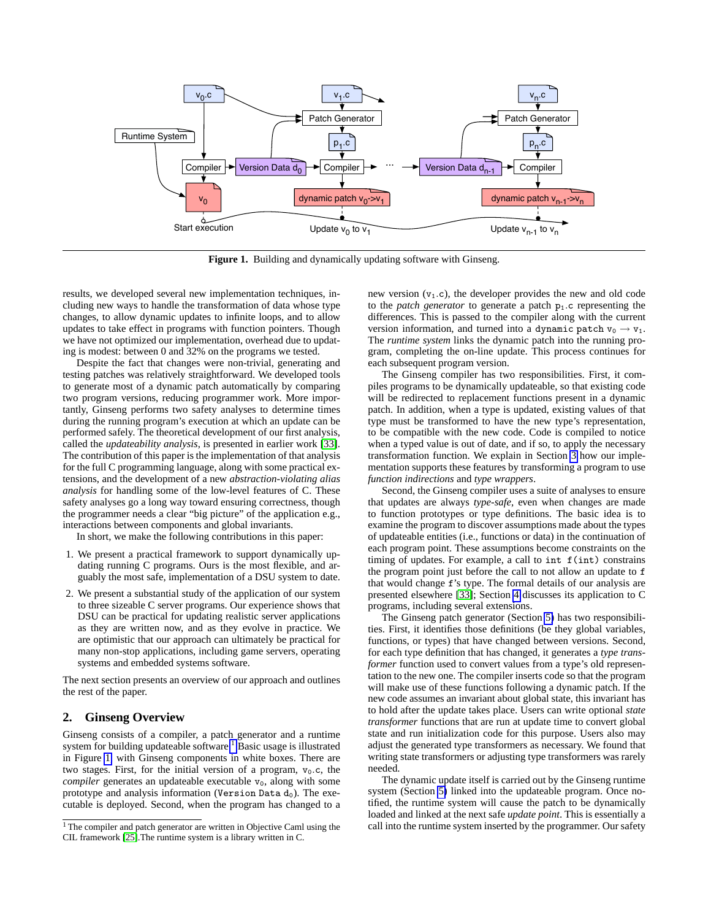**Figure 1.** Building and dynamically updating software with Ginseng.

results, we developed several new implementation techniques, including new ways to handle the transformation of data whose type changes, to allow dynamic updates to infinite loops, and to allow updates to take effect in programs with function pointers. Though we have not optimized our implementation, overhead due to updating is modest: between 0 and 32% on the programs we tested.

Despite the fact that changes were non-trivial, generating and testing patches was relatively straightforward. We developed tools to generate most of a dynamic patch automatically by comparing two program versions, reducing programmer work. More importantly, Ginseng performs two safety analyses to determine times during the running program's execution at which an update can be performed safely. The theoretical development of our first analysis, called the *updateability analysis*, is presented in earlier work [33]. The contribution of this paper is the implementation of that analysis for the full C programming language, along with some practical extensions, and the development of a new *abstraction-violating alias analysis* for handling some of the low-level features of C. These safety analyses go a long way toward ensuring correctness, though the programmer needs a clear "big picture" of the application e.g., interactions between components and global invariants.

In short, we make the following contributions in this paper:

1. We present a practical framework to support dynamically updating running C programs. Ours is the most flexible, and arguably the most safe, implementation of a DSU system to date.
2. We present a substantial study of the application of our system to three sizeable C server programs. Our experience shows that DSU can be practical for updating realistic server applications as they are written now, and as they evolve in practice. We are optimistic that our approach can ultimately be practical for many non-stop applications, including game servers, operating systems and embedded systems software.

The next section presents an overview of our approach and outlines the rest of the paper.

## 2. Ginseng Overview

Ginseng consists of a compiler, a patch generator and a runtime system for building updateable software.[1] Basic usage is illustrated in Figure 1, with Ginseng components in white boxes. There are two stages. First, for the initial version of a program, $v_0$.c, the *compiler* generates an updateable executable $v_0$, along with some prototype and analysis information (`Version Data` $d_0$). The executable is deployed. Second, when the program has changed to a new version ($v_1$.c), the developer provides the new and old code to the *patch generator* to generate a patch $p_1$.c representing the differences. This is passed to the compiler along with the current version information, and turned into a `dynamic patch` $v_0 \longrightarrow v_1$. The *runtime system* links the dynamic patch into the running program, completing the on-line update. This process continues for each subsequent program version.

The Ginseng compiler has two responsibilities. First, it compiles programs to be dynamically updateable, so that existing code will be redirected to replacement functions present in a dynamic patch. In addition, when a type is updated, existing values of that type must be transformed to have the new type's representation, to be compatible with the new code. Code is compiled to notice when a typed value is out of date, and if so, to apply the necessary transformation function. We explain in Section 3 how our implementation supports these features by transforming a program to use *function indirections* and *type wrappers*.

Second, the Ginseng compiler uses a suite of analyses to ensure that updates are always *type-safe*, even when changes are made to function prototypes or type definitions. The basic idea is to examine the program to discover assumptions made about the types of updateable entities (i.e., functions or data) in the continuation of each program point. These assumptions become constraints on the timing of updates. For example, a call to `int f(int)` constrains the program point just before the call to not allow an update to `f` that would change `f`'s type. The formal details of our analysis are presented elsewhere [33]; Section 4 discusses its application to C programs, including several extensions.

The Ginseng patch generator (Section 5) has two responsibilities. First, it identifies those definitions (be they global variables, functions, or types) that have changed between versions. Second, for each type definition that has changed, it generates a *type transformer* function used to convert values from a type's old representation to the new one. The compiler inserts code so that the program will make use of these functions following a dynamic patch. If the new code assumes an invariant about global state, this invariant has to hold after the update takes place. Users can write optional *state transformer* functions that are run at update time to convert global state and run initialization code for this purpose. Users also may adjust the generated type transformers as necessary. We found that writing state transformers or adjusting type transformers was rarely needed.

The dynamic update itself is carried out by the Ginseng runtime system (Section 5) linked into the updateable program. Once notified, the runtime system will cause the patch to be dynamically loaded and linked at the next safe *update point*. This is essentially a call into the runtime system inserted by the programmer. Our safety

[1] The compiler and patch generator are written in Objective Caml using the CIL framework [25]. The runtime system is a library written in C.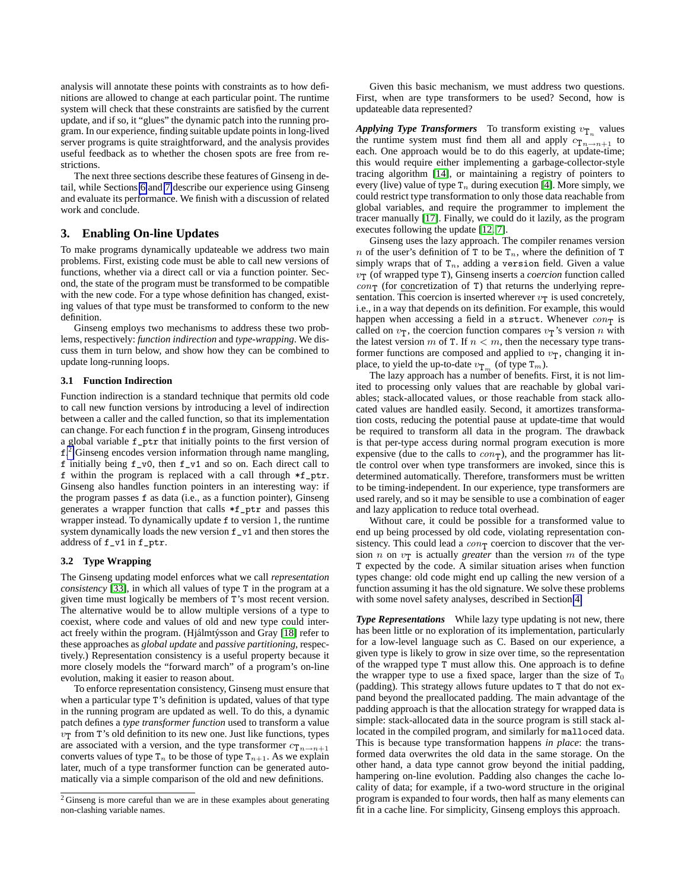analysis will annotate these points with constraints as to how definitions are allowed to change at each particular point. The runtime system will check that these constraints are satisfied by the current update, and if so, it "glues" the dynamic patch into the running program. In our experience, finding suitable update points in long-lived server programs is quite straightforward, and the analysis provides useful feedback as to whether the chosen spots are free from restrictions.

The next three sections describe these features of Ginseng in detail, while Sections 6 and 7 describe our experience using Ginseng and evaluate its performance. We finish with a discussion of related work and conclude.

## 3. Enabling On-line Updates

To make programs dynamically updateable we address two main problems. First, existing code must be able to call new versions of functions, whether via a direct call or via a function pointer. Second, the state of the program must be transformed to be compatible with the new code. For a type whose definition has changed, existing values of that type must be transformed to conform to the new definition.

Ginseng employs two mechanisms to address these two problems, respectively: *function indirection* and *type-wrapping*. We discuss them in turn below, and show how they can be combined to update long-running loops.

### 3.1 Function Indirection

Function indirection is a standard technique that permits old code to call new function versions by introducing a level of indirection between a caller and the called function, so that its implementation can change. For each function `f` in the program, Ginseng introduces a global variable `f_ptr` that initially points to the first version of `f`.[2] Ginseng encodes version information through name mangling, `f` initially being `f_v0`, then `f_v1` and so on. Each direct call to `f` within the program is replaced with a call through `*f_ptr`. Ginseng also handles function pointers in an interesting way: if the program passes `f` as data (i.e., as a function pointer), Ginseng generates a wrapper function that calls `*f_ptr` and passes this wrapper instead. To dynamically update `f` to version 1, the runtime system dynamically loads the new version `f_v1` and then stores the address of `f_v1` in `f_ptr`.

### 3.2 Type Wrapping

The Ginseng updating model enforces what we call *representation consistency* [33], in which all values of type `T` in the program at a given time must logically be members of `T`'s most recent version. The alternative would be to allow multiple versions of a type to coexist, where code and values of old and new type could interact freely within the program. (Hjálmtýsson and Gray [18] refer to these approaches as *global update* and *passive partitioning*, respectively.) Representation consistency is a useful property because it more closely models the "forward march" of a program's on-line evolution, making it easier to reason about.

To enforce representation consistency, Ginseng must ensure that when a particular type `T`'s definition is updated, values of that type in the running program are updated as well. To do this, a dynamic patch defines a *type transformer function* used to transform a value $v_{\mathtt{T}}$ from `T`'s old definition to its new one. Just like functions, types are associated with a version, and the type transformer $c_{\mathtt{T}_{n\rightarrow n+1}}$ converts values of type $\mathtt{T}_n$ to be those of type $\mathtt{T}_{n+1}$. As we explain later, much of a type transformer function can be generated automatically via a simple comparison of the old and new definitions.

Given this basic mechanism, we must address two questions. First, when are type transformers to be used? Second, how is updateable data represented?

***Applying Type Transformers*** To transform existing $v_{\mathtt{T}_n}$ values the runtime system must find them all and apply $c_{\mathtt{T}_{n\rightarrow n+1}}$ to each. One approach would be to do this eagerly, at update-time; this would require either implementing a garbage-collector-style tracing algorithm [14], or maintaining a registry of pointers to every (live) value of type $\mathtt{T}_n$ during execution [4]. More simply, we could restrict type transformation to only those data reachable from global variables, and require the programmer to implement the tracer manually [17]. Finally, we could do it lazily, as the program executes following the update [12, 7].

Ginseng uses the lazy approach. The compiler renames version $n$ of the user's definition of `T` to be $\mathtt{T}_n$, where the definition of `T` simply wraps that of $\mathtt{T}_n$, adding a `version` field. Given a value $v_{\mathtt{T}}$ (of wrapped type `T`), Ginseng inserts a *coercion* function called $con_{\mathtt{T}}$ (for concretization of `T`) that returns the underlying representation. This coercion is inserted wherever $v_{\mathtt{T}}$ is used concretely, i.e., in a way that depends on its definition. For example, this would happen when accessing a field in a `struct`. Whenever $con_{\mathtt{T}}$ is called on $v_{\mathtt{T}}$, the coercion function compares $v_{\mathtt{T}}$'s version $n$ with the latest version $m$ of `T`. If $n < m$, then the necessary type transformer functions are composed and applied to $v_{\mathtt{T}}$, changing it in-place, to yield the up-to-date $v_{\mathtt{T}_m}$ (of type $\mathtt{T}_m$).

The lazy approach has a number of benefits. First, it is not limited to processing only values that are reachable by global variables; stack-allocated values, or those reachable from stack allocated values are handled easily. Second, it amortizes transformation costs, reducing the potential pause at update-time that would be required to transform all data in the program. The drawback is that per-type access during normal program execution is more expensive (due to the calls to $con_{\mathtt{T}}$), and the programmer has little control over when type transformers are invoked, since this is determined automatically. Therefore, transformers must be written to be timing-independent. In our experience, type transformers are used rarely, and so it may be sensible to use a combination of eager and lazy application to reduce total overhead.

Without care, it could be possible for a transformed value to end up being processed by old code, violating representation consistency. This could lead a $con_{\mathtt{T}}$ coercion to discover that the version $n$ on $v_{\mathtt{T}}$ is actually *greater* than the version $m$ of the type `T` expected by the code. A similar situation arises when function types change: old code might end up calling the new version of a function assuming it has the old signature. We solve these problems with some novel safety analyses, described in Section 4.

***Type Representations*** While lazy type updating is not new, there has been little or no exploration of its implementation, particularly for a low-level language such as C. Based on our experience, a given type is likely to grow in size over time, so the representation of the wrapped type `T` must allow this. One approach is to define the wrapper type to use a fixed space, larger than the size of $\mathtt{T}_0$ (padding). This strategy allows future updates to `T` that do not expand beyond the preallocated padding. The main advantage of the padding approach is that the allocation strategy for wrapped data is simple: stack-allocated data in the source program is still stack allocated in the compiled program, and similarly for `malloc`ed data. This is because type transformation happens *in place*: the transformed data overwrites the old data in the same storage. On the other hand, a data type cannot grow beyond the initial padding, hampering on-line evolution. Padding also changes the cache locality of data; for example, if a two-word structure in the original program is expanded to four words, then half as many elements can fit in a cache line. For simplicity, Ginseng employs this approach.

[2] Ginseng is more careful than we are in these examples about generating non-clashing variable names.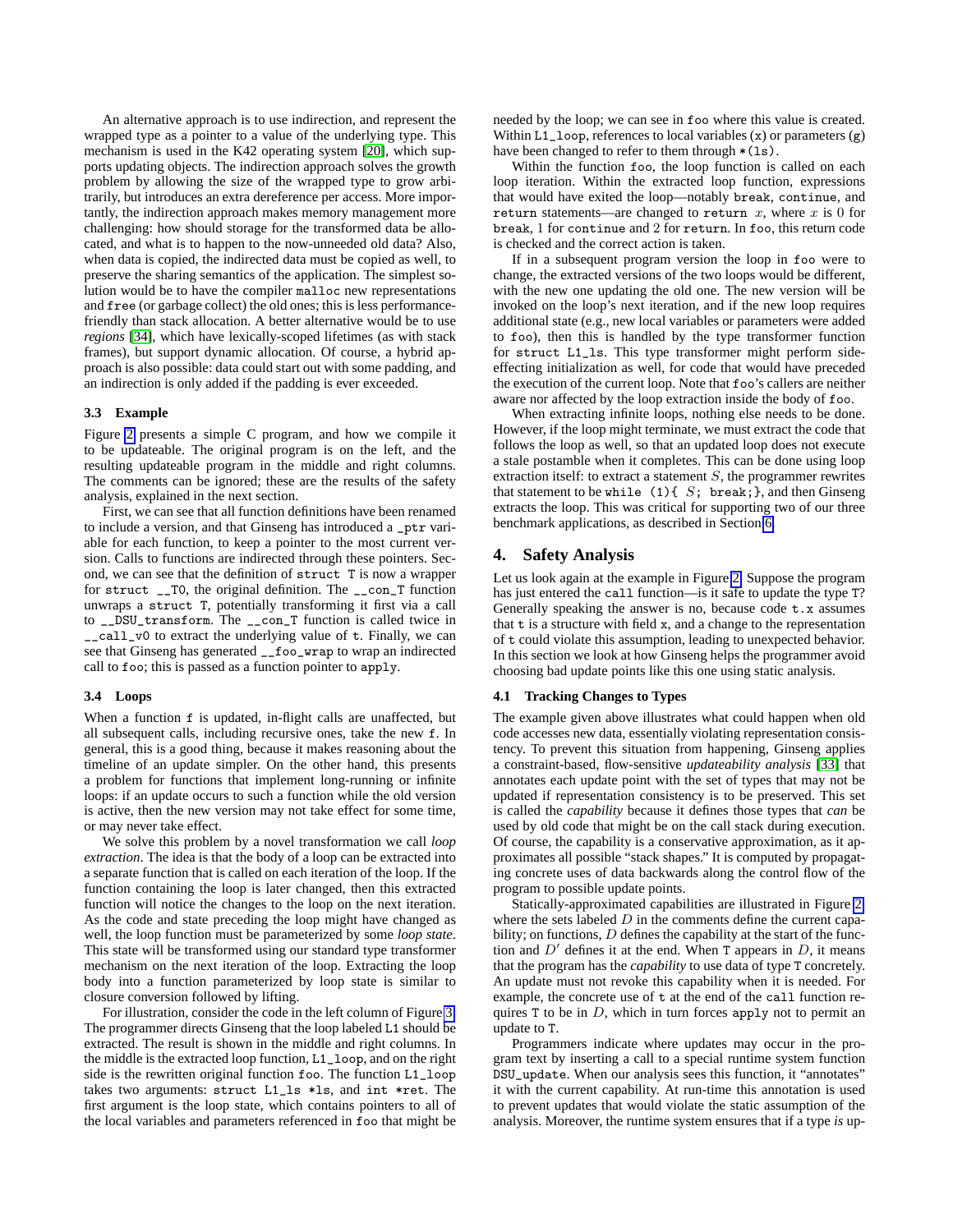An alternative approach is to use indirection, and represent the wrapped type as a pointer to a value of the underlying type. This mechanism is used in the K42 operating system [20], which supports updating objects. The indirection approach solves the growth problem by allowing the size of the wrapped type to grow arbitrarily, but introduces an extra dereference per access. More importantly, the indirection approach makes memory management more challenging: how should storage for the transformed data be allocated, and what is to happen to the now-unneeded old data? Also, when data is copied, the indirected data must be copied as well, to preserve the sharing semantics of the application. The simplest solution would be to have the compiler `malloc` new representations and `free` (or garbage collect) the old ones; this is less performance-friendly than stack allocation. A better alternative would be to use *regions* [34], which have lexically-scoped lifetimes (as with stack frames), but support dynamic allocation. Of course, a hybrid approach is also possible: data could start out with some padding, and an indirection is only added if the padding is ever exceeded.

### 3.3 Example

Figure 2 presents a simple C program, and how we compile it to be updateable. The original program is on the left, and the resulting updateable program in the middle and right columns. The comments can be ignored; these are the results of the safety analysis, explained in the next section.

First, we can see that all function definitions have been renamed to include a version, and that Ginseng has introduced a `_ptr` variable for each function, to keep a pointer to the most current version. Calls to functions are indirected through these pointers. Second, we can see that the definition of `struct T` is now a wrapper for `struct __T0`, the original definition. The `__con_T` function unwraps a `struct T`, potentially transforming it first via a call to `__DSU_transform`. The `__con_T` function is called twice in `__call_v0` to extract the underlying value of `t`. Finally, we can see that Ginseng has generated `__foo_wrap` to wrap an indirected call to `foo`; this is passed as a function pointer to `apply`.

### 3.4 Loops

When a function `f` is updated, in-flight calls are unaffected, but all subsequent calls, including recursive ones, take the new `f`. In general, this is a good thing, because it makes reasoning about the timeline of an update simpler. On the other hand, this presents a problem for functions that implement long-running or infinite loops: if an update occurs to such a function while the old version is active, then the new version may not take effect for some time, or may never take effect.

We solve this problem by a novel transformation we call *loop extraction*. The idea is that the body of a loop can be extracted into a separate function that is called on each iteration of the loop. If the function containing the loop is later changed, then this extracted function will notice the changes to the loop on the next iteration. As the code and state preceding the loop might have changed as well, the loop function must be parameterized by some *loop state*. This state will be transformed using our standard type transformer mechanism on the next iteration of the loop. Extracting the loop body into a function parameterized by loop state is similar to closure conversion followed by lifting.

For illustration, consider the code in the left column of Figure 3. The programmer directs Ginseng that the loop labeled `L1` should be extracted. The result is shown in the middle and right columns. In the middle is the extracted loop function, `L1_loop`, and on the right side is the rewritten original function `foo`. The function `L1_loop` takes two arguments: `struct L1_ls *ls`, and `int *ret`. The first argument is the loop state, which contains pointers to all of the local variables and parameters referenced in `foo` that might be needed by the loop; we can see in `foo` where this value is created. Within `L1_loop`, references to local variables (`x`) or parameters (`g`) have been changed to refer to them through `*(ls)`.

Within the function `foo`, the loop function is called on each loop iteration. Within the extracted loop function, expressions that would have exited the loop—notably `break`, `continue`, and `return` statements—are changed to `return` $x$, where $x$ is 0 for `break`, 1 for `continue` and 2 for `return`. In `foo`, this return code is checked and the correct action is taken.

If in a subsequent program version the loop in `foo` were to change, the extracted versions of the two loops would be different, with the new one updating the old one. The new version will be invoked on the loop's next iteration, and if the new loop requires additional state (e.g., new local variables or parameters were added to `foo`), then this is handled by the type transformer function for `struct L1_ls`. This type transformer might perform side-effecting initialization as well, for code that would have preceded the execution of the current loop. Note that `foo`'s callers are neither aware nor affected by the loop extraction inside the body of `foo`.

When extracting infinite loops, nothing else needs to be done. However, if the loop might terminate, we must extract the code that follows the loop as well, so that an updated loop does not execute a stale postamble when it completes. This can be done using loop extraction itself: to extract a statement $S$, the programmer rewrites that statement to be `while (1){` $S$`; break;}`, and then Ginseng extracts the loop. This was critical for supporting two of our three benchmark applications, as described in Section 6.

## 4. Safety Analysis

Let us look again at the example in Figure 2. Suppose the program has just entered the `call` function—is it safe to update the type `T`? Generally speaking the answer is no, because code `t.x` assumes that `t` is a structure with field `x`, and a change to the representation of `t` could violate this assumption, leading to unexpected behavior. In this section we look at how Ginseng helps the programmer avoid choosing bad update points like this one using static analysis.

### 4.1 Tracking Changes to Types

The example given above illustrates what could happen when old code accesses new data, essentially violating representation consistency. To prevent this situation from happening, Ginseng applies a constraint-based, flow-sensitive *updateability analysis* [33] that annotates each update point with the set of types that may not be updated if representation consistency is to be preserved. This set is called the *capability* because it defines those types that *can* be used by old code that might be on the call stack during execution. Of course, the capability is a conservative approximation, as it approximates all possible "stack shapes." It is computed by propagating concrete uses of data backwards along the control flow of the program to possible update points.

Statically-approximated capabilities are illustrated in Figure 2, where the sets labeled $D$ in the comments define the current capability; on functions, $D$ defines the capability at the start of the function and $D'$ defines it at the end. When `T` appears in $D$, it means that the program has the *capability* to use data of type `T` concretely. An update must not revoke this capability when it is needed. For example, the concrete use of `t` at the end of the `call` function requires `T` to be in $D$, which in turn forces `apply` not to permit an update to `T`.

Programmers indicate where updates may occur in the program text by inserting a call to a special runtime system function `DSU_update`. When our analysis sees this function, it "annotates" it with the current capability. At run-time this annotation is used to prevent updates that would violate the static assumption of the analysis. Moreover, the runtime system ensures that if a type *is* up-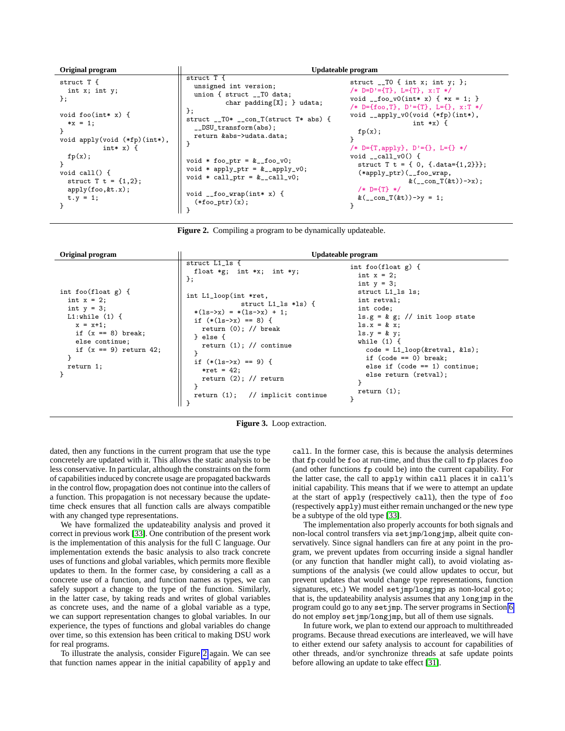**Original program**

```
struct T {
  int x; int y;
};

void foo(int* x) {
  *x = 1;
}
void apply(void (*fp)(int*),
           int* x) {
  fp(x);
}
void call() {
  struct T t = {1,2};
  apply(foo,&t.x);
  t.y = 1;
}
```

**Updateable program**

```
struct T {
  unsigned int version;
  union { struct __T0 data;
          char padding[X]; } udata;
};
struct __T0* __con_T(struct T* abs) {
  __DSU_transform(abs);
  return &abs->udata.data;
}

void * foo_ptr = &__foo_v0;
void * apply_ptr = &__apply_v0;
void * call_ptr = &__call_v0;

void __foo_wrap(int* x) {
  (*foo_ptr)(x);
}
```

```
struct __T0 { int x; int y; };
/* D=D'={T}, L={T}, x:T */
void __foo_v0(int* x) { *x = 1; }
/* D={foo,T}, D'={T}, L={}, x:T */
void __apply_v0(void (*fp)(int*),
                int *x) {
  fp(x);
}
/* D={T,apply}, D'={}, L={} */
void __call_v0() {
  struct T t = { 0, {.data={1,2}}};
  (*apply_ptr)(__foo_wrap,
               &(__con_T(&t))->x);
  /* D={T} */
  &(__con_T(&t))->y = 1;
}
```

**Figure 2.** Compiling a program to be dynamically updateable.

**Original program**

```
int foo(float g) {
  int x = 2;
  int y = 3;
  L1:while (1) {
    x = x+1;
    if (x == 8) break;
    else continue;
    if (x == 9) return 42;
  }
  return 1;
}
```

**Updateable program**

```
struct L1_ls {
  float *g;  int *x;  int *y;
};

int L1_loop(int *ret,
            struct L1_ls *ls) {
  *(ls->x) = *(ls->x) + 1;
  if (*(ls->x) == 8) {
    return (0); // break
  } else {
    return (1); // continue
  }
  if (*(ls->x) == 9) {
    *ret = 42;
    return (2); // return
  }
  return (1);   // implicit continue
}
```

```
int foo(float g) {
  int x = 2;
  int y = 3;
  struct L1_ls ls;
  int retval;
  int code;
  ls.g = & g; // init loop state
  ls.x = & x;
  ls.y = & y;
  while (1) {
    code = L1_loop(&retval, &ls);
    if (code == 0) break;
    else if (code == 1) continue;
    else return (retval);
  }
  return (1);
}
```

**Figure 3.** Loop extraction.

dated, then any functions in the current program that use the type concretely are updated with it. This allows the static analysis to be less conservative. In particular, although the constraints on the form of capabilities induced by concrete usage are propagated backwards in the control flow, propagation does not continue into the callers of a function. This propagation is not necessary because the update-time check ensures that all function calls are always compatible with any changed type representations.

We have formalized the updateability analysis and proved it correct in previous work [33]. One contribution of the present work is the implementation of this analysis for the full C language. Our implementation extends the basic analysis to also track concrete uses of functions and global variables, which permits more flexible updates to them. In the former case, by considering a call as a concrete use of a function, and function names as types, we can safely support a change to the type of the function. Similarly, in the latter case, by taking reads and writes of global variables as concrete uses, and the name of a global variable as a type, we can support representation changes to global variables. In our experience, the types of functions and global variables do change over time, so this extension has been critical to making DSU work for real programs.

To illustrate the analysis, consider Figure 2 again. We can see that function names appear in the initial capability of `apply` and `call`. In the former case, this is because the analysis determines that `fp` could be `foo` at run-time, and thus the call to `fp` places `foo` (and other functions `fp` could be) into the current capability. For the latter case, the call to `apply` within `call` places it in `call`'s initial capability. This means that if we were to attempt an update at the start of `apply` (respectively `call`), then the type of `foo` (respectively `apply`) must either remain unchanged or the new type be a subtype of the old type [33].

The implementation also properly accounts for both signals and non-local control transfers via `setjmp`/`longjmp`, albeit quite conservatively. Since signal handlers can fire at any point in the program, we prevent updates from occurring inside a signal handler (or any function that handler might call), to avoid violating assumptions of the analysis (we could allow updates to occur, but prevent updates that would change type representations, function signatures, etc.) We model `setjmp`/`longjmp` as non-local `goto`; that is, the updateability analysis assumes that any `longjmp` in the program could go to any `setjmp`. The server programs in Section 6 do not employ `setjmp`/`longjmp`, but all of them use signals.

In future work, we plan to extend our approach to multithreaded programs. Because thread executions are interleaved, we will have to either extend our safety analysis to account for capabilities of other threads, and/or synchronize threads at safe update points before allowing an update to take effect [31].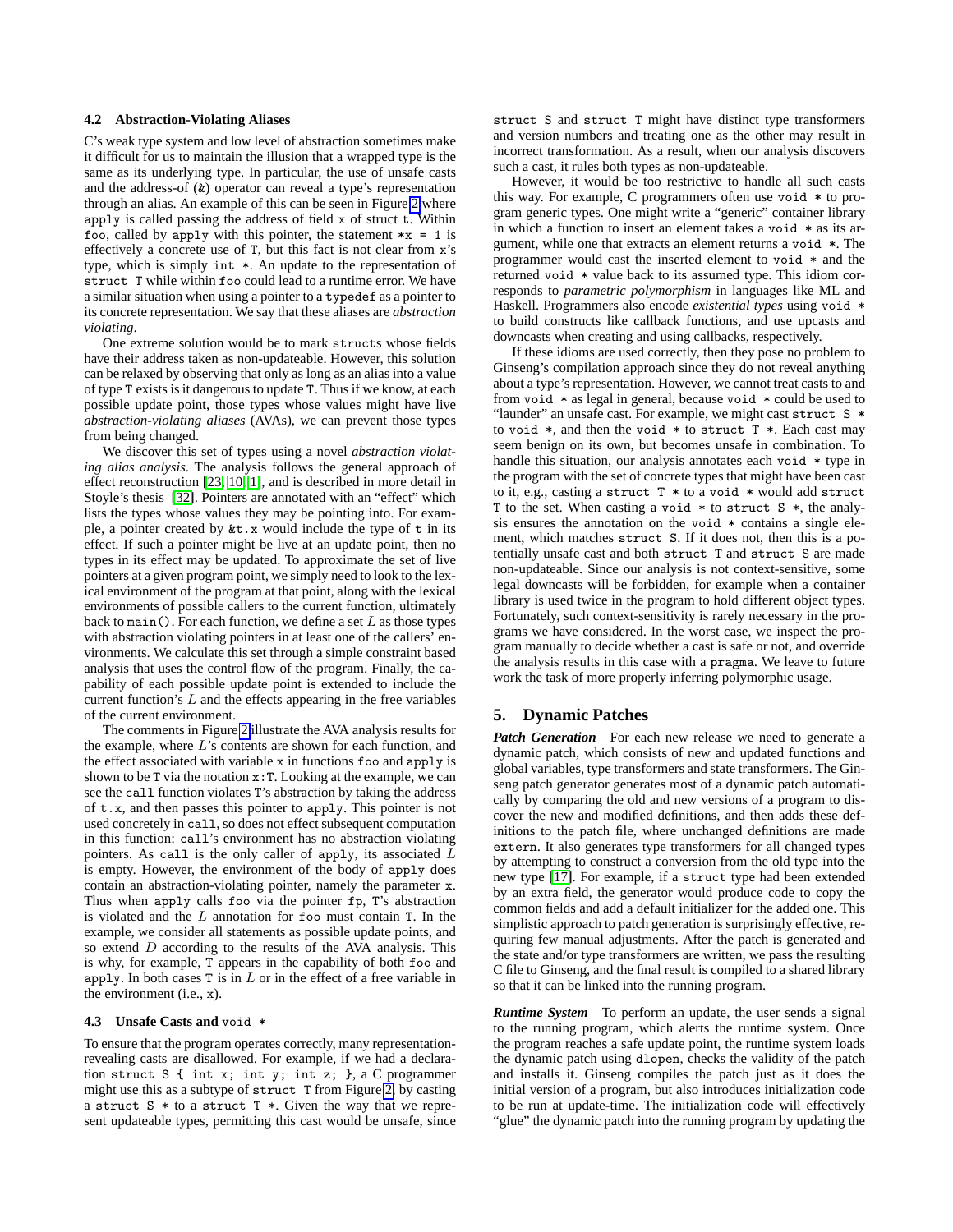### 4.2 Abstraction-Violating Aliases

C's weak type system and low level of abstraction sometimes make it difficult for us to maintain the illusion that a wrapped type is the same as its underlying type. In particular, the use of unsafe casts and the address-of (`&`) operator can reveal a type's representation through an alias. An example of this can be seen in Figure 2 where `apply` is called passing the address of field `x` of struct `t`. Within `foo`, called by `apply` with this pointer, the statement `*x = 1` is effectively a concrete use of `T`, but this fact is not clear from `x`'s type, which is simply `int *`. An update to the representation of `struct T` while within `foo` could lead to a runtime error. We have a similar situation when using a pointer to a `typedef` as a pointer to its concrete representation. We say that these aliases are *abstraction violating*.

One extreme solution would be to mark `struct`s whose fields have their address taken as non-updateable. However, this solution can be relaxed by observing that only as long as an alias into a value of type `T` exists is it dangerous to update `T`. Thus if we know, at each possible update point, those types whose values might have live *abstraction-violating aliases* (AVAs), we can prevent those types from being changed.

We discover this set of types using a novel *abstraction violating alias analysis*. The analysis follows the general approach of effect reconstruction [23, 10, 1], and is described in more detail in Stoyle's thesis [32]. Pointers are annotated with an "effect" which lists the types whose values they may be pointing into. For example, a pointer created by `&t.x` would include the type of `t` in its effect. If such a pointer might be live at an update point, then no types in its effect may be updated. To approximate the set of live pointers at a given program point, we simply need to look to the lexical environment of the program at that point, along with the lexical environments of possible callers to the current function, ultimately back to `main()`. For each function, we define a set $L$ as those types with abstraction violating pointers in at least one of the callers' environments. We calculate this set through a simple constraint based analysis that uses the control flow of the program. Finally, the capability of each possible update point is extended to include the current function's $L$ and the effects appearing in the free variables of the current environment.

The comments in Figure 2 illustrate the AVA analysis results for the example, where $L$'s contents are shown for each function, and the effect associated with variable `x` in functions `foo` and `apply` is shown to be `T` via the notation `x:T`. Looking at the example, we can see the `call` function violates `T`'s abstraction by taking the address of `t.x`, and then passes this pointer to `apply`. This pointer is not used concretely in `call`, so does not effect subsequent computation in this function: `call`'s environment has no abstraction violating pointers. As `call` is the only caller of `apply`, its associated $L$ is empty. However, the environment of the body of `apply` does contain an abstraction-violating pointer, namely the parameter `x`. Thus when `apply` calls `foo` via the pointer `fp`, `T`'s abstraction is violated and the $L$ annotation for `foo` must contain `T`. In the example, we consider all statements as possible update points, and so extend $D$ according to the results of the AVA analysis. This is why, for example, `T` appears in the capability of both `foo` and `apply`. In both cases `T` is in $L$ or in the effect of a free variable in the environment (i.e., `x`).

### 4.3 Unsafe Casts and `void *`

To ensure that the program operates correctly, many representation-revealing casts are disallowed. For example, if we had a declaration `struct S { int x; int y; int z; }`, a C programmer might use this as a subtype of `struct T` from Figure 2, by casting a `struct S *` to a `struct T *`. Given the way that we represent updateable types, permitting this cast would be unsafe, since `struct S` and `struct T` might have distinct type transformers and version numbers and treating one as the other may result in incorrect transformation. As a result, when our analysis discovers such a cast, it rules both types as non-updateable.

However, it would be too restrictive to handle all such casts this way. For example, C programmers often use `void *` to program generic types. One might write a "generic" container library in which a function to insert an element takes a `void *` as its argument, while one that extracts an element returns a `void *`. The programmer would cast the inserted element to `void *` and the returned `void *` value back to its assumed type. This idiom corresponds to *parametric polymorphism* in languages like ML and Haskell. Programmers also encode *existential types* using `void *` to build constructs like callback functions, and use upcasts and downcasts when creating and using callbacks, respectively.

If these idioms are used correctly, then they pose no problem to Ginseng's compilation approach since they do not reveal anything about a type's representation. However, we cannot treat casts to and from `void *` as legal in general, because `void *` could be used to "launder" an unsafe cast. For example, we might cast `struct S *` to `void *`, and then the `void *` to `struct T *`. Each cast may seem benign on its own, but becomes unsafe in combination. To handle this situation, our analysis annotates each `void *` type in the program with the set of concrete types that might have been cast to it, e.g., casting a `struct T *` to a `void *` would add `struct T` to the set. When casting a `void *` to `struct S *`, the analysis ensures the annotation on the `void *` contains a single element, which matches `struct S`. If it does not, then this is a potentially unsafe cast and both `struct T` and `struct S` are made non-updateable. Since our analysis is not context-sensitive, some legal downcasts will be forbidden, for example when a container library is used twice in the program to hold different object types. Fortunately, such context-sensitivity is rarely necessary in the programs we have considered. In the worst case, we inspect the program manually to decide whether a cast is safe or not, and override the analysis results in this case with a `pragma`. We leave to future work the task of more properly inferring polymorphic usage.

## 5. Dynamic Patches

***Patch Generation*** For each new release we need to generate a dynamic patch, which consists of new and updated functions and global variables, type transformers and state transformers. The Ginseng patch generator generates most of a dynamic patch automatically by comparing the old and new versions of a program to discover the new and modified definitions, and then adds these definitions to the patch file, where unchanged definitions are made `extern`. It also generates type transformers for all changed types by attempting to construct a conversion from the old type into the new type [17]. For example, if a `struct` type had been extended by an extra field, the generator would produce code to copy the common fields and add a default initializer for the added one. This simplistic approach to patch generation is surprisingly effective, requiring few manual adjustments. After the patch is generated and the state and/or type transformers are written, we pass the resulting C file to Ginseng, and the final result is compiled to a shared library so that it can be linked into the running program.

***Runtime System*** To perform an update, the user sends a signal to the running program, which alerts the runtime system. Once the program reaches a safe update point, the runtime system loads the dynamic patch using `dlopen`, checks the validity of the patch and installs it. Ginseng compiles the patch just as it does the initial version of a program, but also introduces initialization code to be run at update-time. The initialization code will effectively "glue" the dynamic patch into the running program by updating the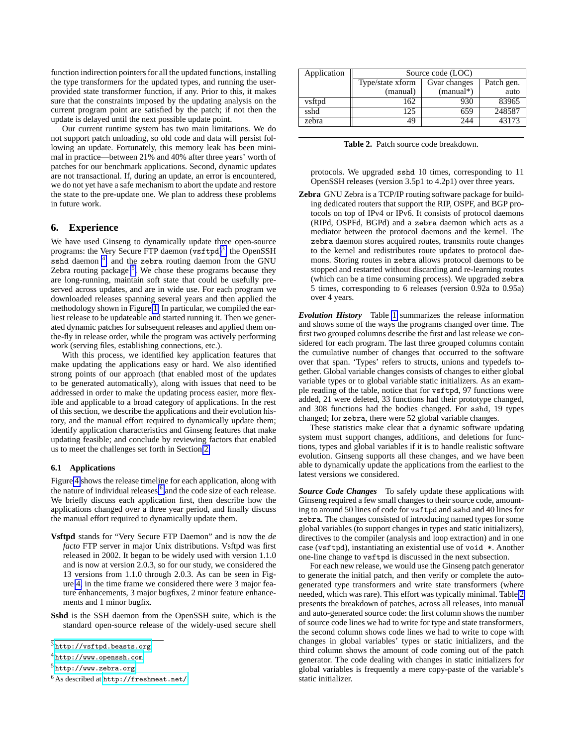function indirection pointers for all the updated functions, installing the type transformers for the updated types, and running the user-provided state transformer function, if any. Prior to this, it makes sure that the constraints imposed by the updating analysis on the current program point are satisfied by the patch; if not then the update is delayed until the next possible update point.

Our current runtime system has two main limitations. We do not support patch unloading, so old code and data will persist following an update. Fortunately, this memory leak has been minimal in practice—between 21% and 40% after three years' worth of patches for our benchmark applications. Second, dynamic updates are not transactional. If, during an update, an error is encountered, we do not yet have a safe mechanism to abort the update and restore the state to the pre-update one. We plan to address these problems in future work.

## 6. Experience

We have used Ginseng to dynamically update three open-source programs: the Very Secure FTP daemon (`vsftpd`),[3] the OpenSSH `sshd` daemon [4] and the `zebra` routing daemon from the GNU Zebra routing package [5]. We chose these programs because they are long-running, maintain soft state that could be usefully preserved across updates, and are in wide use. For each program we downloaded releases spanning several years and then applied the methodology shown in Figure 1. In particular, we compiled the earliest release to be updateable and started running it. Then we generated dynamic patches for subsequent releases and applied them on-the-fly in release order, while the program was actively performing work (serving files, establishing connections, etc.).

With this process, we identified key application features that make updating the applications easy or hard. We also identified strong points of our approach (that enabled most of the updates to be generated automatically), along with issues that need to be addressed in order to make the updating process easier, more flexible and applicable to a broad category of applications. In the rest of this section, we describe the applications and their evolution history, and the manual effort required to dynamically update them; identify application characteristics and Ginseng features that make updating feasible; and conclude by reviewing factors that enabled us to meet the challenges set forth in Section 2.

### 6.1 Applications

Figure 4 shows the release timeline for each application, along with the nature of individual releases,[6] and the code size of each release. We briefly discuss each application first, then describe how the applications changed over a three year period, and finally discuss the manual effort required to dynamically update them.

**Vsftpd** stands for "Very Secure FTP Daemon" and is now the *de facto* FTP server in major Unix distributions. Vsftpd was first released in 2002. It began to be widely used with version 1.1.0 and is now at version 2.0.3, so for our study, we considered the 13 versions from 1.1.0 through 2.0.3. As can be seen in Figure 4, in the time frame we considered there were 3 major feature enhancements, 3 major bugfixes, 2 minor feature enhancements and 1 minor bugfix.

**Sshd** is the SSH daemon from the OpenSSH suite, which is the standard open-source release of the widely-used secure shell protocols. We upgraded `sshd` 10 times, corresponding to 11 OpenSSH releases (version 3.5p1 to 4.2p1) over three years.

**Zebra** GNU Zebra is a TCP/IP routing software package for building dedicated routers that support the RIP, OSPF, and BGP protocols on top of IPv4 or IPv6. It consists of protocol daemons (RIPd, OSPFd, BGPd) and a `zebra` daemon which acts as a mediator between the protocol daemons and the kernel. The `zebra` daemon stores acquired routes, transmits route changes to the kernel and redistributes route updates to protocol daemons. Storing routes in `zebra` allows protocol daemons to be stopped and restarted without discarding and re-learning routes (which can be a time consuming process). We upgraded `zebra` 5 times, corresponding to 6 releases (version 0.92a to 0.95a) over 4 years.

| Application | Source code (LOC) | | |
|---|---|---|---|
| | Type/state xform (manual) | Gvar changes (manual*) | Patch gen. auto |
| vsftpd | 162 | 930 | 83965 |
| sshd | 125 | 659 | 248587 |
| zebra | 49 | 244 | 43173 |

**Table 2.** Patch source code breakdown.

***Evolution History*** Table 1 summarizes the release information and shows some of the ways the programs changed over time. The first two grouped columns describe the first and last release we considered for each program. The last three grouped columns contain the cumulative number of changes that occurred to the software over that span. 'Types' refers to structs, unions and typedefs together. Global variable changes consists of changes to either global variable types or to global variable static initializers. As an example reading of the table, notice that for `vsftpd`, 97 functions were added, 21 were deleted, 33 functions had their prototype changed, and 308 functions had the bodies changed. For `sshd`, 19 types changed; for `zebra`, there were 52 global variable changes.

These statistics make clear that a dynamic software updating system must support changes, additions, and deletions for functions, types and global variables if it is to handle realistic software evolution. Ginseng supports all these changes, and we have been able to dynamically update the applications from the earliest to the latest versions we considered.

***Source Code Changes*** To safely update these applications with Ginseng required a few small changes to their source code, amounting to around 50 lines of code for `vsftpd` and `sshd` and 40 lines for `zebra`. The changes consisted of introducing named types for some global variables (to support changes in types and static initializers), directives to the compiler (analysis and loop extraction) and in one case (`vsftpd`), instantiating an existential use of `void *`. Another one-line change to `vsftpd` is discussed in the next subsection.

For each new release, we would use the Ginseng patch generator to generate the initial patch, and then verify or complete the auto-generated type transformers and write state transformers (where needed, which was rare). This effort was typically minimal. Table 2 presents the breakdown of patches, across all releases, into manual and auto-generated source code: the first column shows the number of source code lines we had to write for type and state transformers, the second column shows code lines we had to write to cope with changes in global variables' types or static initializers, and the third column shows the amount of code coming out of the patch generator. The code dealing with changes in static initializers for global variables is frequently a mere copy-paste of the variable's static initializer.

[3] http://vsftpd.beasts.org

[4] http://www.openssh.com

[5] http://www.zebra.org

[6] As described at http://freshmeat.net/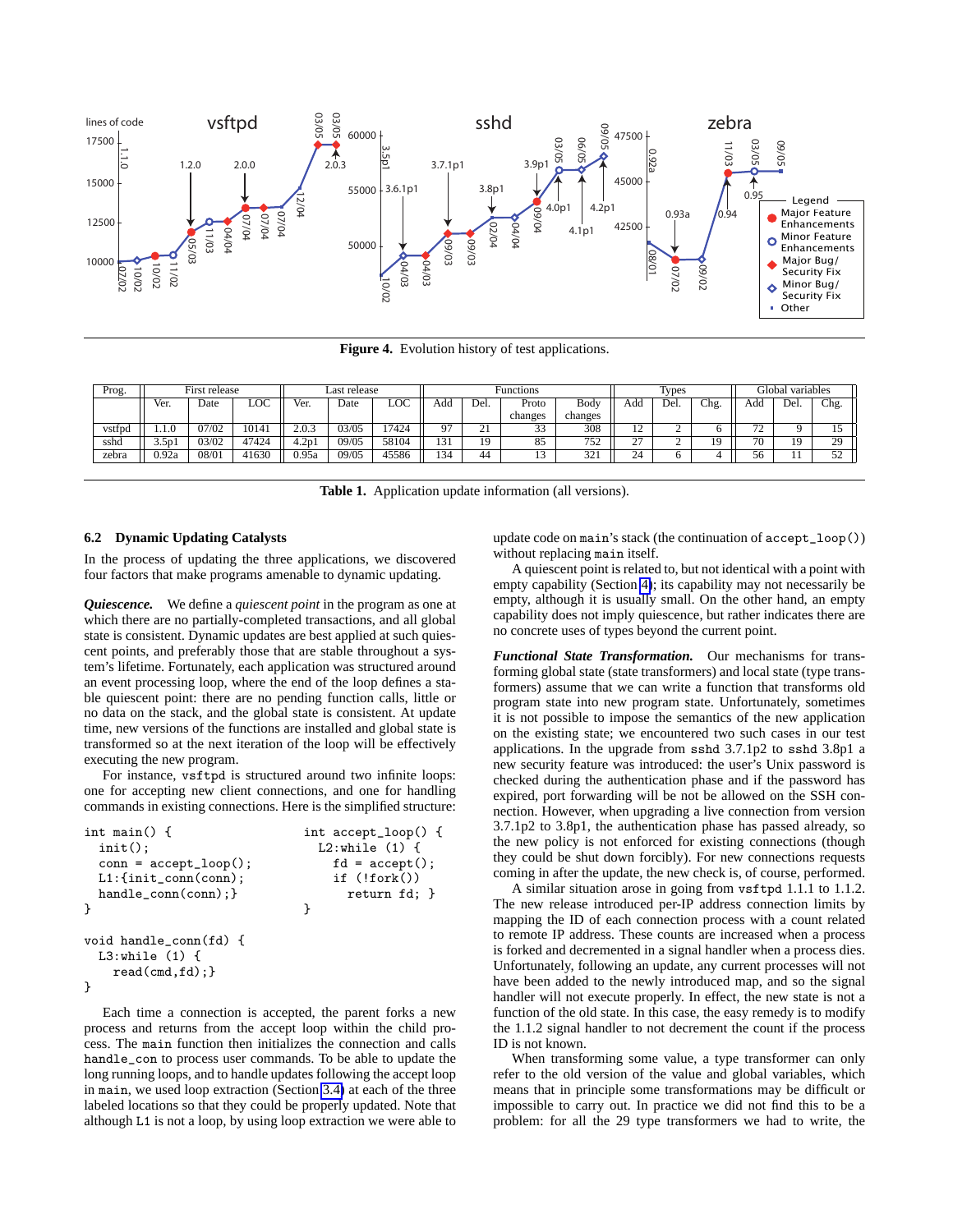**Figure 4.** Evolution history of test applications.

| Prog. | First release | | | Last release | | | Functions | | | | Types | | | Global variables | | |
|---|---|---|---|---|---|---|---|---|---|---|---|---|---|---|---|---|
| | Ver. | Date | LOC | Ver. | Date | LOC | Add | Del. | Proto changes | Body changes | Add | Del. | Chg. | Add | Del. | Chg. |
| vstfpd | 1.1.0 | 07/02 | 10141 | 2.0.3 | 03/05 | 17424 | 97 | 21 | 33 | 308 | 12 | 2 | 6 | 72 | 9 | 15 |
| sshd | 3.5p1 | 03/02 | 47424 | 4.2p1 | 09/05 | 58104 | 131 | 19 | 85 | 752 | 27 | 2 | 19 | 70 | 19 | 29 |
| zebra | 0.92a | 08/01 | 41630 | 0.95a | 09/05 | 45586 | 134 | 44 | 13 | 321 | 24 | 6 | 4 | 56 | 11 | 52 |

**Table 1.** Application update information (all versions).

### 6.2 Dynamic Updating Catalysts

In the process of updating the three applications, we discovered four factors that make programs amenable to dynamic updating.

***Quiescence.*** We define a *quiescent point* in the program as one at which there are no partially-completed transactions, and all global state is consistent. Dynamic updates are best applied at such quiescent points, and preferably those that are stable throughout a system's lifetime. Fortunately, each application was structured around an event processing loop, where the end of the loop defines a stable quiescent point: there are no pending function calls, little or no data on the stack, and the global state is consistent. At update time, new versions of the functions are installed and global state is transformed so at the next iteration of the loop will be effectively executing the new program.

For instance, vsftpd is structured around two infinite loops: one for accepting new client connections, and one for handling commands in existing connections. Here is the simplified structure:

```
int main() {
  init();
  conn = accept_loop();
  L1:{init_conn(conn);
  handle_conn(conn);}
}

int accept_loop() {
  L2:while (1) {
    fd = accept();
    if (!fork())
      return fd; }
}

void handle_conn(fd) {
  L3:while (1) {
    read(cmd,fd);}
}
```

Each time a connection is accepted, the parent forks a new process and returns from the accept loop within the child process. The main function then initializes the connection and calls handle_con to process user commands. To be able to update the long running loops, and to handle updates following the accept loop in main, we used loop extraction (Section 3.4) at each of the three labeled locations so that they could be properly updated. Note that although L1 is not a loop, by using loop extraction we were able to update code on main's stack (the continuation of accept_loop()) without replacing main itself.

A quiescent point is related to, but not identical with a point with empty capability (Section 4); its capability may not necessarily be empty, although it is usually small. On the other hand, an empty capability does not imply quiescence, but rather indicates there are no concrete uses of types beyond the current point.

***Functional State Transformation.*** Our mechanisms for transforming global state (state transformers) and local state (type transformers) assume that we can write a function that transforms old program state into new program state. Unfortunately, sometimes it is not possible to impose the semantics of the new application on the existing state; we encountered two such cases in our test applications. In the upgrade from sshd 3.7.1p2 to sshd 3.8p1 a new security feature was introduced: the user's Unix password is checked during the authentication phase and if the password has expired, port forwarding will be not be allowed on the SSH connection. However, when upgrading a live connection from version 3.7.1p2 to 3.8p1, the authentication phase has passed already, so the new policy is not enforced for existing connections (though they could be shut down forcibly). For new connections requests coming in after the update, the new check is, of course, performed.

A similar situation arose in going from vsftpd 1.1.1 to 1.1.2. The new release introduced per-IP address connection limits by mapping the ID of each connection process with a count related to remote IP address. These counts are increased when a process is forked and decremented in a signal handler when a process dies. Unfortunately, following an update, any current processes will not have been added to the newly introduced map, and so the signal handler will not execute properly. In effect, the new state is not a function of the old state. In this case, the easy remedy is to modify the 1.1.2 signal handler to not decrement the count if the process ID is not known.

When transforming some value, a type transformer can only refer to the old version of the value and global variables, which means that in principle some transformations may be difficult or impossible to carry out. In practice we did not find this to be a problem: for all the 29 type transformers we had to write, the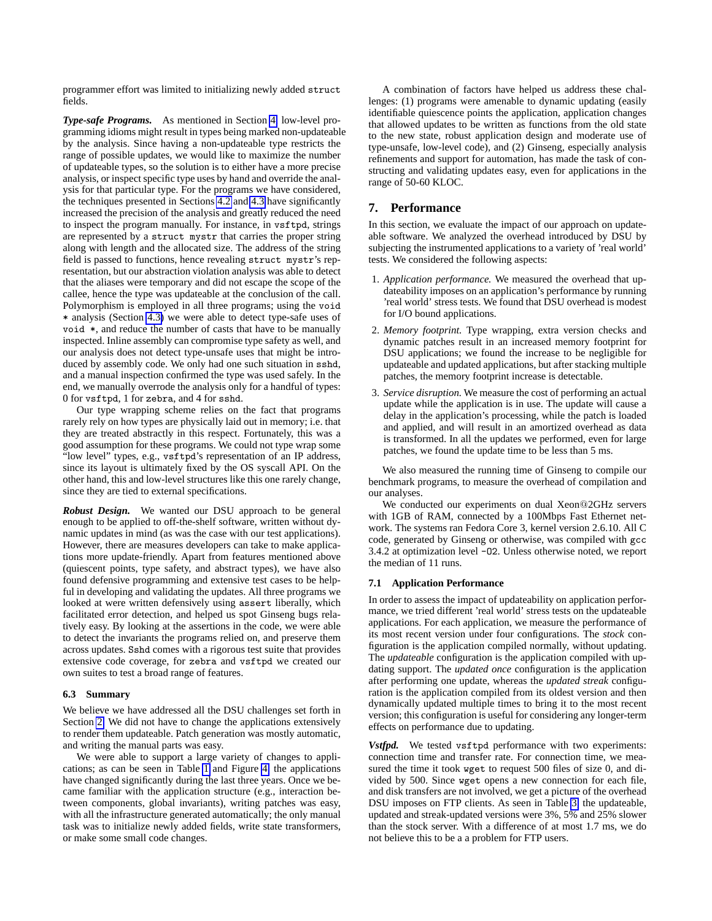programmer effort was limited to initializing newly added struct fields.

***Type-safe Programs.*** As mentioned in Section 4, low-level programming idioms might result in types being marked non-updateable by the analysis. Since having a non-updateable type restricts the range of possible updates, we would like to maximize the number of updateable types, so the solution is to either have a more precise analysis, or inspect specific type uses by hand and override the analysis for that particular type. For the programs we have considered, the techniques presented in Sections 4.2 and 4.3 have significantly increased the precision of the analysis and greatly reduced the need to inspect the program manually. For instance, in vsftpd, strings are represented by a struct mystr that carries the proper string along with length and the allocated size. The address of the string field is passed to functions, hence revealing struct mystr's representation, but our abstraction violation analysis was able to detect that the aliases were temporary and did not escape the scope of the callee, hence the type was updateable at the conclusion of the call. Polymorphism is employed in all three programs; using the void * analysis (Section 4.3) we were able to detect type-safe uses of void *, and reduce the number of casts that have to be manually inspected. Inline assembly can compromise type safety as well, and our analysis does not detect type-unsafe uses that might be introduced by assembly code. We only had one such situation in sshd, and a manual inspection confirmed the type was used safely. In the end, we manually overrode the analysis only for a handful of types: 0 for vsftpd, 1 for zebra, and 4 for sshd.

Our type wrapping scheme relies on the fact that programs rarely rely on how types are physically laid out in memory; i.e. that they are treated abstractly in this respect. Fortunately, this was a good assumption for these programs. We could not type wrap some "low level" types, e.g., vsftpd's representation of an IP address, since its layout is ultimately fixed by the OS syscall API. On the other hand, this and low-level structures like this one rarely change, since they are tied to external specifications.

***Robust Design.*** We wanted our DSU approach to be general enough to be applied to off-the-shelf software, written without dynamic updates in mind (as was the case with our test applications). However, there are measures developers can take to make applications more update-friendly. Apart from features mentioned above (quiescent points, type safety, and abstract types), we have also found defensive programming and extensive test cases to be helpful in developing and validating the updates. All three programs we looked at were written defensively using assert liberally, which facilitated error detection, and helped us spot Ginseng bugs relatively easy. By looking at the assertions in the code, we were able to detect the invariants the programs relied on, and preserve them across updates. Sshd comes with a rigorous test suite that provides extensive code coverage, for zebra and vsftpd we created our own suites to test a broad range of features.

### 6.3 Summary

We believe we have addressed all the DSU challenges set forth in Section 2. We did not have to change the applications extensively to render them updateable. Patch generation was mostly automatic, and writing the manual parts was easy.

We were able to support a large variety of changes to applications; as can be seen in Table 1 and Figure 4, the applications have changed significantly during the last three years. Once we became familiar with the application structure (e.g., interaction between components, global invariants), writing patches was easy, with all the infrastructure generated automatically; the only manual task was to initialize newly added fields, write state transformers, or make some small code changes.

A combination of factors have helped us address these challenges: (1) programs were amenable to dynamic updating (easily identifiable quiescence points the application, application changes that allowed updates to be written as functions from the old state to the new state, robust application design and moderate use of type-unsafe, low-level code), and (2) Ginseng, especially analysis refinements and support for automation, has made the task of constructing and validating updates easy, even for applications in the range of 50-60 KLOC.

## 7. Performance

In this section, we evaluate the impact of our approach on updateable software. We analyzed the overhead introduced by DSU by subjecting the instrumented applications to a variety of 'real world' tests. We considered the following aspects:

1. *Application performance.* We measured the overhead that updateability imposes on an application's performance by running 'real world' stress tests. We found that DSU overhead is modest for I/O bound applications.
2. *Memory footprint.* Type wrapping, extra version checks and dynamic patches result in an increased memory footprint for DSU applications; we found the increase to be negligible for updateable and updated applications, but after stacking multiple patches, the memory footprint increase is detectable.
3. *Service disruption.* We measure the cost of performing an actual update while the application is in use. The update will cause a delay in the application's processing, while the patch is loaded and applied, and will result in an amortized overhead as data is transformed. In all the updates we performed, even for large patches, we found the update time to be less than 5 ms.

We also measured the running time of Ginseng to compile our benchmark programs, to measure the overhead of compilation and our analyses.

We conducted our experiments on dual Xeon@2GHz servers with 1GB of RAM, connected by a 100Mbps Fast Ethernet network. The systems ran Fedora Core 3, kernel version 2.6.10. All C code, generated by Ginseng or otherwise, was compiled with gcc 3.4.2 at optimization level -O2. Unless otherwise noted, we report the median of 11 runs.

### 7.1 Application Performance

In order to assess the impact of updateability on application performance, we tried different 'real world' stress tests on the updateable applications. For each application, we measure the performance of its most recent version under four configurations. The *stock* configuration is the application compiled normally, without updating. The *updateable* configuration is the application compiled with updating support. The *updated once* configuration is the application after performing one update, whereas the *updated streak* configuration is the application compiled from its oldest version and then dynamically updated multiple times to bring it to the most recent version; this configuration is useful for considering any longer-term effects on performance due to updating.

***Vstfpd.*** We tested vsftpd performance with two experiments: connection time and transfer rate. For connection time, we measured the time it took wget to request 500 files of size 0, and divided by 500. Since wget opens a new connection for each file, and disk transfers are not involved, we get a picture of the overhead DSU imposes on FTP clients. As seen in Table 3, the updateable, updated and streak-updated versions were 3%, 5% and 25% slower than the stock server. With a difference of at most 1.7 ms, we do not believe this to be a a problem for FTP users.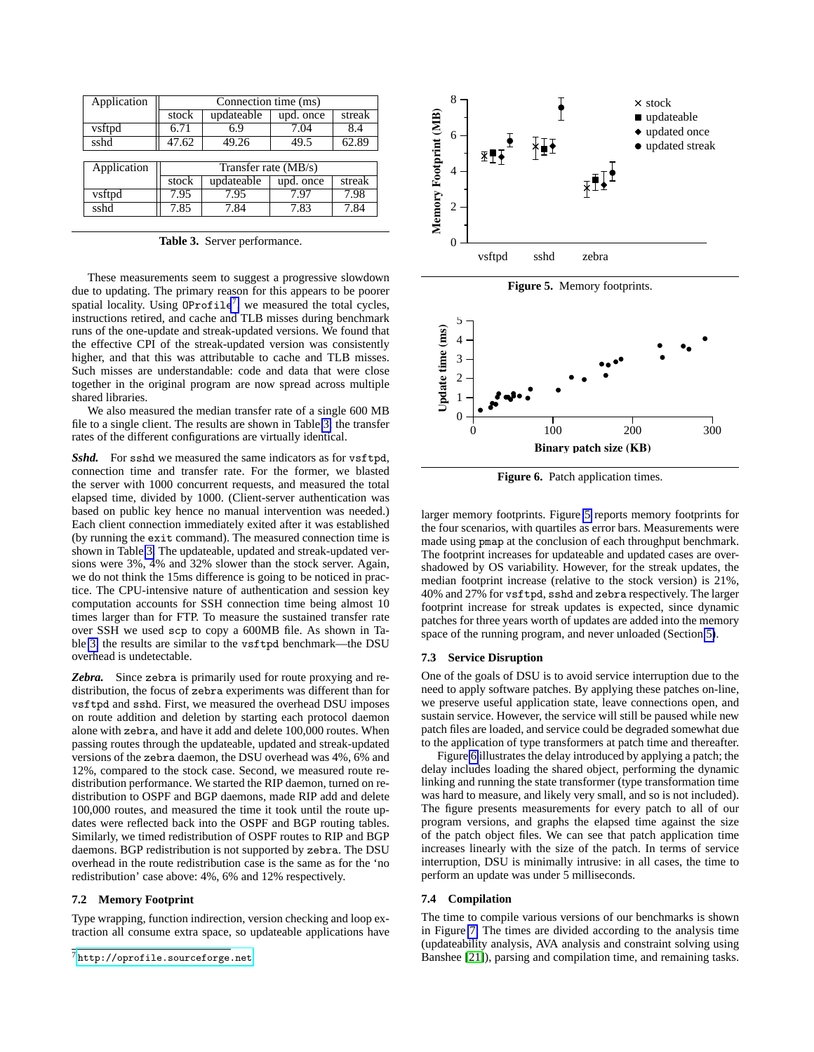| Application | Connection time (ms) | | | |
|---|---|---|---|---|
| | stock | updateable | upd. once | streak |
| vsftpd | 6.71 | 6.9 | 7.04 | 8.4 |
| sshd | 47.62 | 49.26 | 49.5 | 62.89 |

| Application | Transfer rate (MB/s) | | | |
|---|---|---|---|---|
| | stock | updateable | upd. once | streak |
| vsftpd | 7.95 | 7.95 | 7.97 | 7.98 |
| sshd | 7.85 | 7.84 | 7.83 | 7.84 |

**Table 3.** Server performance.

These measurements seem to suggest a progressive slowdown due to updating. The primary reason for this appears to be poorer spatial locality. Using OProfile[7] we measured the total cycles, instructions retired, and cache and TLB misses during benchmark runs of the one-update and streak-updated versions. We found that the effective CPI of the streak-updated version was consistently higher, and that this was attributable to cache and TLB misses. Such misses are understandable: code and data that were close together in the original program are now spread across multiple shared libraries.

We also measured the median transfer rate of a single 600 MB file to a single client. The results are shown in Table 3; the transfer rates of the different configurations are virtually identical.

***Sshd.*** For sshd we measured the same indicators as for vsftpd, connection time and transfer rate. For the former, we blasted the server with 1000 concurrent requests, and measured the total elapsed time, divided by 1000. (Client-server authentication was based on public key hence no manual intervention was needed.) Each client connection immediately exited after it was established (by running the exit command). The measured connection time is shown in Table 3. The updateable, updated and streak-updated versions were 3%, 4% and 32% slower than the stock server. Again, we do not think the 15ms difference is going to be noticed in practice. The CPU-intensive nature of authentication and session key computation accounts for SSH connection time being almost 10 times larger than for FTP. To measure the sustained transfer rate over SSH we used scp to copy a 600MB file. As shown in Table 3, the results are similar to the vsftpd benchmark—the DSU overhead is undetectable.

***Zebra.*** Since zebra is primarily used for route proxying and redistribution, the focus of zebra experiments was different than for vsftpd and sshd. First, we measured the overhead DSU imposes on route addition and deletion by starting each protocol daemon alone with zebra, and have it add and delete 100,000 routes. When passing routes through the updateable, updated and streak-updated versions of the zebra daemon, the DSU overhead was 4%, 6% and 12%, compared to the stock case. Second, we measured route redistribution performance. We started the RIP daemon, turned on redistribution to OSPF and BGP daemons, made RIP add and delete 100,000 routes, and measured the time it took until the route updates were reflected back into the OSPF and BGP routing tables. Similarly, we timed redistribution of OSPF routes to RIP and BGP daemons. BGP redistribution is not supported by zebra. The DSU overhead in the route redistribution case is the same as for the 'no redistribution' case above: 4%, 6% and 12% respectively.

### 7.2 Memory Footprint

Type wrapping, function indirection, version checking and loop extraction all consume extra space, so updateable applications have larger memory footprints. Figure 5 reports memory footprints for the four scenarios, with quartiles as error bars. Measurements were made using pmap at the conclusion of each throughput benchmark. The footprint increases for updateable and updated cases are overshadowed by OS variability. However, for the streak updates, the median footprint increase (relative to the stock version) is 21%, 40% and 27% for vsftpd, sshd and zebra respectively. The larger footprint increase for streak updates is expected, since dynamic patches for three years worth of updates are added into the memory space of the running program, and never unloaded (Section 5).

**Figure 5.** Memory footprints.

**Figure 6.** Patch application times.

### 7.3 Service Disruption

One of the goals of DSU is to avoid service interruption due to the need to apply software patches. By applying these patches on-line, we preserve useful application state, leave connections open, and sustain service. However, the service will still be paused while new patch files are loaded, and service could be degraded somewhat due to the application of type transformers at patch time and thereafter.

Figure 6 illustrates the delay introduced by applying a patch; the delay includes loading the shared object, performing the dynamic linking and running the state transformer (type transformation time was hard to measure, and likely very small, and so is not included). The figure presents measurements for every patch to all of our program versions, and graphs the elapsed time against the size of the patch object files. We can see that patch application time increases linearly with the size of the patch. In terms of service interruption, DSU is minimally intrusive: in all cases, the time to perform an update was under 5 milliseconds.

### 7.4 Compilation

The time to compile various versions of our benchmarks is shown in Figure 7. The times are divided according to the analysis time (updateability analysis, AVA analysis and constraint solving using Banshee [21]), parsing and compilation time, and remaining tasks.

[7] http://oprofile.sourceforge.net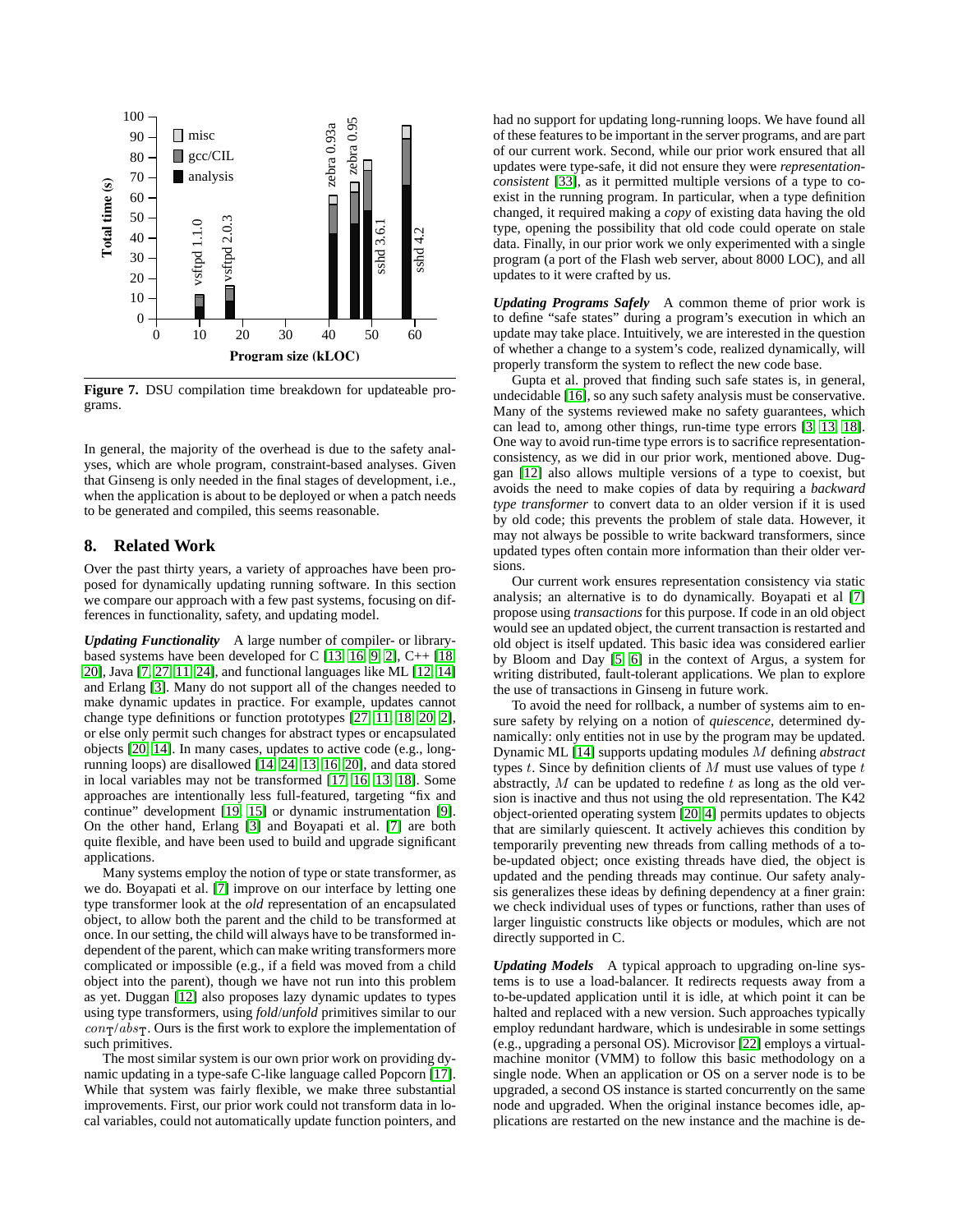100
90
80
70
60
50
40
30
20
10
0

misc
gcc/CIL
analysis

Total time (s)

vsftpd 1.1.0
vsftpd 2.0.3
zebra 0.93a
zebra 0.95
sshd 3.6.1
sshd 4.2

0 10 20 30 40 50 60

Program size (kLOC)

**Figure 7.** DSU compilation time breakdown for updateable programs.

In general, the majority of the overhead is due to the safety analyses, which are whole program, constraint-based analyses. Given that Ginseng is only needed in the final stages of development, i.e., when the application is about to be deployed or when a patch needs to be generated and compiled, this seems reasonable.

## 8. Related Work

Over the past thirty years, a variety of approaches have been proposed for dynamically updating running software. In this section we compare our approach with a few past systems, focusing on differences in functionality, safety, and updating model.

***Updating Functionality*** A large number of compiler- or library-based systems have been developed for C [13, 16, 9, 2], C++ [18, 20], Java [7, 27, 11, 24], and functional languages like ML [12, 14] and Erlang [3]. Many do not support all of the changes needed to make dynamic updates in practice. For example, updates cannot change type definitions or function prototypes [27, 11, 18, 20, 2], or else only permit such changes for abstract types or encapsulated objects [20, 14]. In many cases, updates to active code (e.g., long-running loops) are disallowed [14, 24, 13, 16, 20], and data stored in local variables may not be transformed [17, 16, 13, 18]. Some approaches are intentionally less full-featured, targeting "fix and continue" development [19, 15] or dynamic instrumentation [9]. On the other hand, Erlang [3] and Boyapati et al. [7] are both quite flexible, and have been used to build and upgrade significant applications.

Many systems employ the notion of type or state transformer, as we do. Boyapati et al. [7] improve on our interface by letting one type transformer look at the *old* representation of an encapsulated object, to allow both the parent and the child to be transformed at once. In our setting, the child will always have to be transformed independent of the parent, which can make writing transformers more complicated or impossible (e.g., if a field was moved from a child object into the parent), though we have not run into this problem as yet. Duggan [12] also proposes lazy dynamic updates to types using type transformers, using *fold*/*unfold* primitives similar to our $con_{\mathrm{T}}/abs_{\mathrm{T}}$. Ours is the first work to explore the implementation of such primitives.

The most similar system is our own prior work on providing dynamic updating in a type-safe C-like language called Popcorn [17]. While that system was fairly flexible, we make three substantial improvements. First, our prior work could not transform data in local variables, could not automatically update function pointers, and had no support for updating long-running loops. We have found all of these features to be important in the server programs, and are part of our current work. Second, while our prior work ensured that all updates were type-safe, it did not ensure they were *representation-consistent* [33], as it permitted multiple versions of a type to co-exist in the running program. In particular, when a type definition changed, it required making a *copy* of existing data having the old type, opening the possibility that old code could operate on stale data. Finally, in our prior work we only experimented with a single program (a port of the Flash web server, about 8000 LOC), and all updates to it were crafted by us.

***Updating Programs Safely*** A common theme of prior work is to define "safe states" during a program's execution in which an update may take place. Intuitively, we are interested in the question of whether a change to a system's code, realized dynamically, will properly transform the system to reflect the new code base.

Gupta et al. proved that finding such safe states is, in general, undecidable [16], so any such safety analysis must be conservative. Many of the systems reviewed make no safety guarantees, which can lead to, among other things, run-time type errors [3, 13, 18]. One way to avoid run-time type errors is to sacrifice representation-consistency, as we did in our prior work, mentioned above. Duggan [12] also allows multiple versions of a type to coexist, but avoids the need to make copies of data by requiring a *backward type transformer* to convert data to an older version if it is used by old code; this prevents the problem of stale data. However, it may not always be possible to write backward transformers, since updated types often contain more information than their older versions.

Our current work ensures representation consistency via static analysis; an alternative is to do dynamically. Boyapati et al [7] propose using *transactions* for this purpose. If code in an old object would see an updated object, the current transaction is restarted and old object is itself updated. This basic idea was considered earlier by Bloom and Day [5, 6] in the context of Argus, a system for writing distributed, fault-tolerant applications. We plan to explore the use of transactions in Ginseng in future work.

To avoid the need for rollback, a number of systems aim to ensure safety by relying on a notion of *quiescence*, determined dynamically: only entities not in use by the program may be updated. Dynamic ML [14] supports updating modules $M$ defining *abstract* types $t$. Since by definition clients of $M$ must use values of type $t$ abstractly, $M$ can be updated to redefine $t$ as long as the old version is inactive and thus not using the old representation. The K42 object-oriented operating system [20, 4] permits updates to objects that are similarly quiescent. It actively achieves this condition by temporarily preventing new threads from calling methods of a to-be-updated object; once existing threads have died, the object is updated and the pending threads may continue. Our safety analysis generalizes these ideas by defining dependency at a finer grain: we check individual uses of types or functions, rather than uses of larger linguistic constructs like objects or modules, which are not directly supported in C.

***Updating Models*** A typical approach to upgrading on-line systems is to use a load-balancer. It redirects requests away from a to-be-updated application until it is idle, at which point it can be halted and replaced with a new version. Such approaches typically employ redundant hardware, which is undesirable in some settings (e.g., upgrading a personal OS). Microvisor [22] employs a virtual-machine monitor (VMM) to follow this basic methodology on a single node. When an application or OS on a server node is to be upgraded, a second OS instance is started concurrently on the same node and upgraded. When the original instance becomes idle, applications are restarted on the new instance and the machine is de-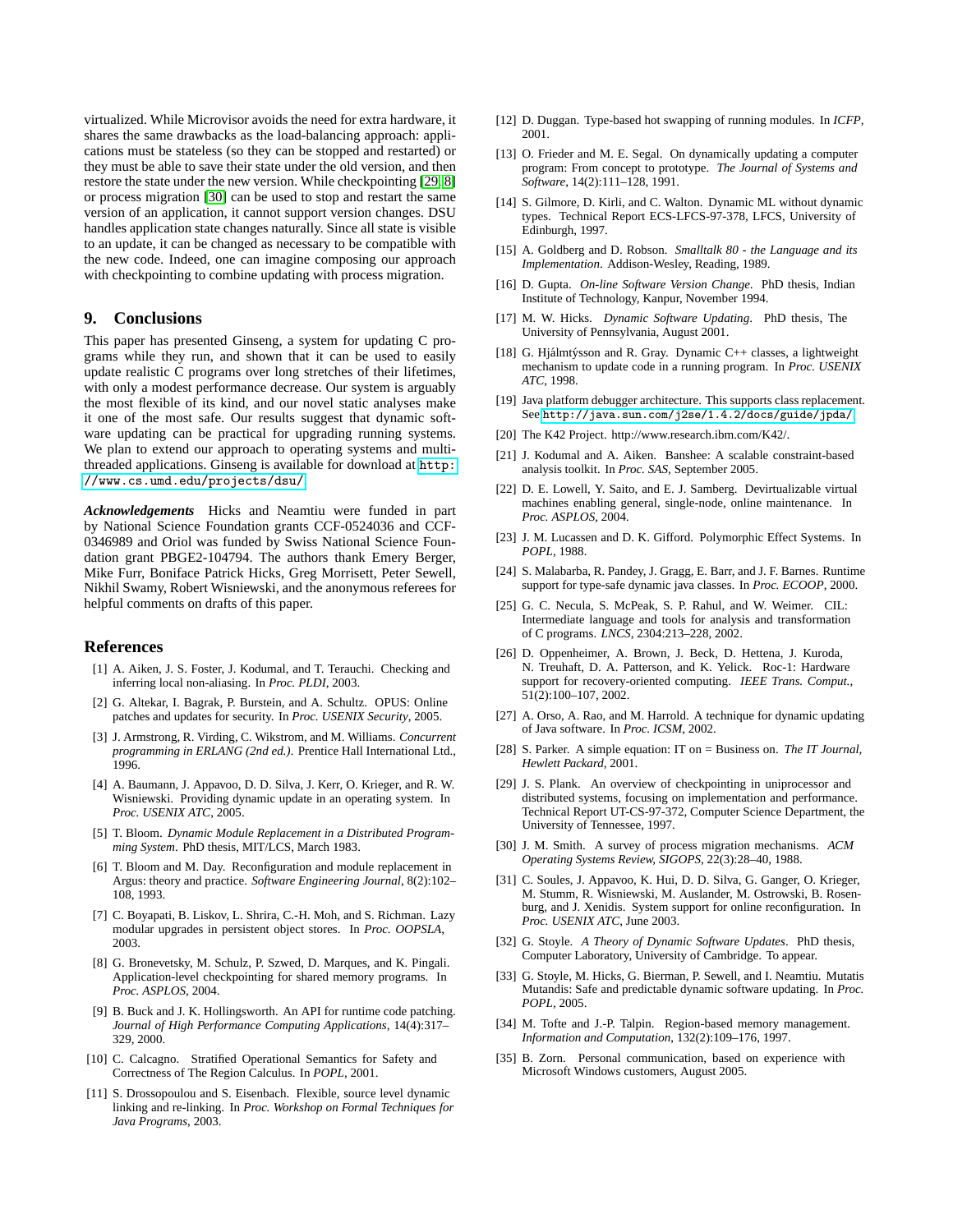virtualized. While Microvisor avoids the need for extra hardware, it shares the same drawbacks as the load-balancing approach: applications must be stateless (so they can be stopped and restarted) or they must be able to save their state under the old version, and then restore the state under the new version. While checkpointing [29, 8] or process migration [30] can be used to stop and restart the same version of an application, it cannot support version changes. DSU handles application state changes naturally. Since all state is visible to an update, it can be changed as necessary to be compatible with the new code. Indeed, one can imagine composing our approach with checkpointing to combine updating with process migration.

## 9. Conclusions

This paper has presented Ginseng, a system for updating C programs while they run, and shown that it can be used to easily update realistic C programs over long stretches of their lifetimes, with only a modest performance decrease. Our system is arguably the most flexible of its kind, and our novel static analyses make it one of the most safe. Our results suggest that dynamic software updating can be practical for upgrading running systems. We plan to extend our approach to operating systems and multi-threaded applications. Ginseng is available for download at http://www.cs.umd.edu/projects/dsu/.

***Acknowledgements*** Hicks and Neamtiu were funded in part by National Science Foundation grants CCF-0524036 and CCF-0346989 and Oriol was funded by Swiss National Science Foundation grant PBGE2-104794. The authors thank Emery Berger, Mike Furr, Boniface Patrick Hicks, Greg Morrisett, Peter Sewell, Nikhil Swamy, Robert Wisniewski, and the anonymous referees for helpful comments on drafts of this paper.

## References

[1] A. Aiken, J. S. Foster, J. Kodumal, and T. Terauchi. Checking and inferring local non-aliasing. In *Proc. PLDI*, 2003.

[2] G. Altekar, I. Bagrak, P. Burstein, and A. Schultz. OPUS: Online patches and updates for security. In *Proc. USENIX Security*, 2005.

[3] J. Armstrong, R. Virding, C. Wikstrom, and M. Williams. *Concurrent programming in ERLANG (2nd ed.)*. Prentice Hall International Ltd., 1996.

[4] A. Baumann, J. Appavoo, D. D. Silva, J. Kerr, O. Krieger, and R. W. Wisniewski. Providing dynamic update in an operating system. In *Proc. USENIX ATC*, 2005.

[5] T. Bloom. *Dynamic Module Replacement in a Distributed Programming System*. PhD thesis, MIT/LCS, March 1983.

[6] T. Bloom and M. Day. Reconfiguration and module replacement in Argus: theory and practice. *Software Engineering Journal*, 8(2):102–108, 1993.

[7] C. Boyapati, B. Liskov, L. Shrira, C.-H. Moh, and S. Richman. Lazy modular upgrades in persistent object stores. In *Proc. OOPSLA*, 2003.

[8] G. Bronevetsky, M. Schulz, P. Szwed, D. Marques, and K. Pingali. Application-level checkpointing for shared memory programs. In *Proc. ASPLOS*, 2004.

[9] B. Buck and J. K. Hollingsworth. An API for runtime code patching. *Journal of High Performance Computing Applications*, 14(4):317–329, 2000.

[10] C. Calcagno. Stratified Operational Semantics for Safety and Correctness of The Region Calculus. In *POPL*, 2001.

[11] S. Drossopoulou and S. Eisenbach. Flexible, source level dynamic linking and re-linking. In *Proc. Workshop on Formal Techniques for Java Programs*, 2003.

[12] D. Duggan. Type-based hot swapping of running modules. In *ICFP*, 2001.

[13] O. Frieder and M. E. Segal. On dynamically updating a computer program: From concept to prototype. *The Journal of Systems and Software*, 14(2):111–128, 1991.

[14] S. Gilmore, D. Kirli, and C. Walton. Dynamic ML without dynamic types. Technical Report ECS-LFCS-97-378, LFCS, University of Edinburgh, 1997.

[15] A. Goldberg and D. Robson. *Smalltalk 80 - the Language and its Implementation*. Addison-Wesley, Reading, 1989.

[16] D. Gupta. *On-line Software Version Change*. PhD thesis, Indian Institute of Technology, Kanpur, November 1994.

[17] M. W. Hicks. *Dynamic Software Updating*. PhD thesis, The University of Pennsylvania, August 2001.

[18] G. Hjálmtýsson and R. Gray. Dynamic C++ classes, a lightweight mechanism to update code in a running program. In *Proc. USENIX ATC*, 1998.

[19] Java platform debugger architecture. This supports class replacement. See http://java.sun.com/j2se/1.4.2/docs/guide/jpda/.

[20] The K42 Project. http://www.research.ibm.com/K42/.

[21] J. Kodumal and A. Aiken. Banshee: A scalable constraint-based analysis toolkit. In *Proc. SAS*, September 2005.

[22] D. E. Lowell, Y. Saito, and E. J. Samberg. Devirtualizable virtual machines enabling general, single-node, online maintenance. In *Proc. ASPLOS*, 2004.

[23] J. M. Lucassen and D. K. Gifford. Polymorphic Effect Systems. In *POPL*, 1988.

[24] S. Malabarba, R. Pandey, J. Gragg, E. Barr, and J. F. Barnes. Runtime support for type-safe dynamic java classes. In *Proc. ECOOP*, 2000.

[25] G. C. Necula, S. McPeak, S. P. Rahul, and W. Weimer. CIL: Intermediate language and tools for analysis and transformation of C programs. *LNCS*, 2304:213–228, 2002.

[26] D. Oppenheimer, A. Brown, J. Beck, D. Hettena, J. Kuroda, N. Treuhaft, D. A. Patterson, and K. Yelick. Roc-1: Hardware support for recovery-oriented computing. *IEEE Trans. Comput.*, 51(2):100–107, 2002.

[27] A. Orso, A. Rao, and M. Harrold. A technique for dynamic updating of Java software. In *Proc. ICSM*, 2002.

[28] S. Parker. A simple equation: IT on = Business on. *The IT Journal, Hewlett Packard*, 2001.

[29] J. S. Plank. An overview of checkpointing in uniprocessor and distributed systems, focusing on implementation and performance. Technical Report UT-CS-97-372, Computer Science Department, the University of Tennessee, 1997.

[30] J. M. Smith. A survey of process migration mechanisms. *ACM Operating Systems Review, SIGOPS*, 22(3):28–40, 1988.

[31] C. Soules, J. Appavoo, K. Hui, D. D. Silva, G. Ganger, O. Krieger, M. Stumm, R. Wisniewski, M. Auslander, M. Ostrowski, B. Rosenburg, and J. Xenidis. System support for online reconfiguration. In *Proc. USENIX ATC*, June 2003.

[32] G. Stoyle. *A Theory of Dynamic Software Updates*. PhD thesis, Computer Laboratory, University of Cambridge. To appear.

[33] G. Stoyle, M. Hicks, G. Bierman, P. Sewell, and I. Neamtiu. Mutatis Mutandis: Safe and predictable dynamic software updating. In *Proc. POPL*, 2005.

[34] M. Tofte and J.-P. Talpin. Region-based memory management. *Information and Computation*, 132(2):109–176, 1997.

[35] B. Zorn. Personal communication, based on experience with Microsoft Windows customers, August 2005.